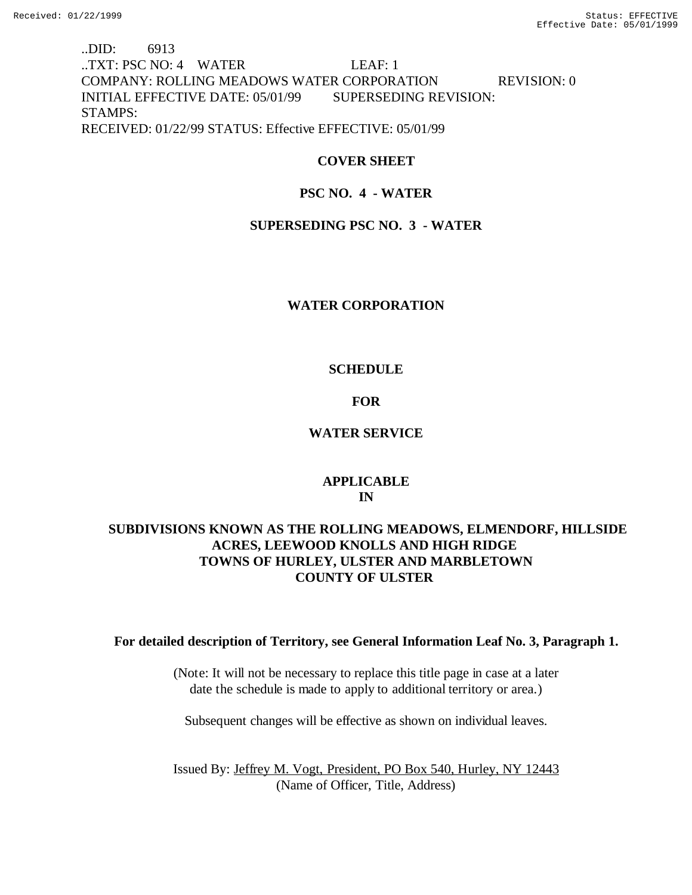..DID: 6913
..TXT: PSC NO: 4 WATER LEAF: 1
COMPANY: ROLLING MEADOWS WATER CORPORATION REVISION: 0
INITIAL EFFECTIVE DATE: 05/01/99 SUPERSEDING REVISION:
STAMPS:
RECEIVED: 01/22/99 STATUS: Effective EFFECTIVE: 05/01/99

**COVER SHEET**

**PSC NO. 4 - WATER**

**SUPERSEDING PSC NO. 3 - WATER**

**WATER CORPORATION**

**SCHEDULE**

**FOR**

**WATER SERVICE**

**APPLICABLE**
**IN**

**SUBDIVISIONS KNOWN AS THE ROLLING MEADOWS, ELMENDORF, HILLSIDE ACRES, LEEWOOD KNOLLS AND HIGH RIDGE**
**TOWNS OF HURLEY, ULSTER AND MARBLETOWN**
**COUNTY OF ULSTER**

**For detailed description of Territory, see General Information Leaf No. 3, Paragraph 1.**

(Note: It will not be necessary to replace this title page in case at a later date the schedule is made to apply to additional territory or area.)

Subsequent changes will be effective as shown on individual leaves.

Issued By: Jeffrey M. Vogt, President, PO Box 540, Hurley, NY 12443
(Name of Officer, Title, Address)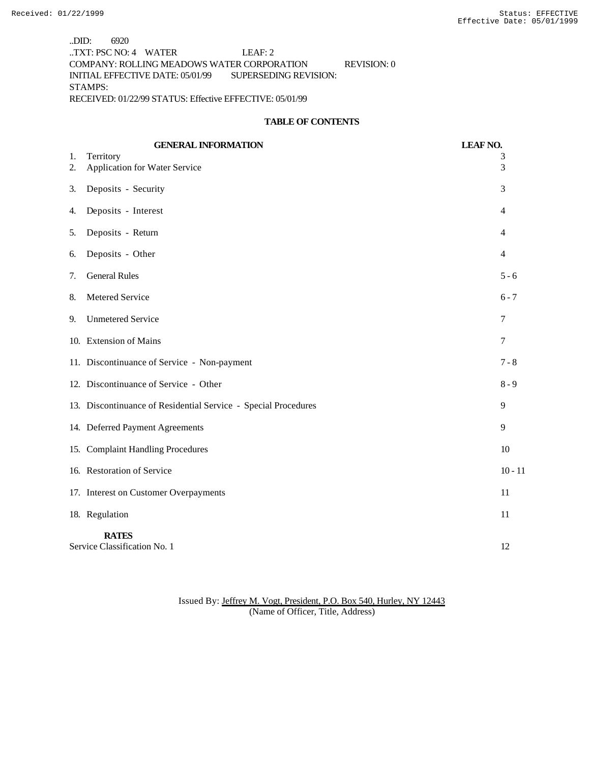..DID: 6920
..TXT: PSC NO: 4 WATER LEAF: 2
COMPANY: ROLLING MEADOWS WATER CORPORATION REVISION: 0
INITIAL EFFECTIVE DATE: 05/01/99 SUPERSEDING REVISION:
STAMPS:
RECEIVED: 01/22/99 STATUS: Effective EFFECTIVE: 05/01/99

**TABLE OF CONTENTS**

| GENERAL INFORMATION | LEAF NO. |
|---|---|
| 1. Territory | 3 |
| 2. Application for Water Service | 3 |
| 3. Deposits - Security | 3 |
| 4. Deposits - Interest | 4 |
| 5. Deposits - Return | 4 |
| 6. Deposits - Other | 4 |
| 7. General Rules | 5 - 6 |
| 8. Metered Service | 6 - 7 |
| 9. Unmetered Service | 7 |
| 10. Extension of Mains | 7 |
| 11. Discontinuance of Service - Non-payment | 7 - 8 |
| 12. Discontinuance of Service - Other | 8 - 9 |
| 13. Discontinuance of Residential Service - Special Procedures | 9 |
| 14. Deferred Payment Agreements | 9 |
| 15. Complaint Handling Procedures | 10 |
| 16. Restoration of Service | 10 - 11 |
| 17. Interest on Customer Overpayments | 11 |
| 18. Regulation | 11 |
| **RATES** | |
| Service Classification No. 1 | 12 |

Issued By: Jeffrey M. Vogt, President, P.O. Box 540, Hurley, NY 12443
(Name of Officer, Title, Address)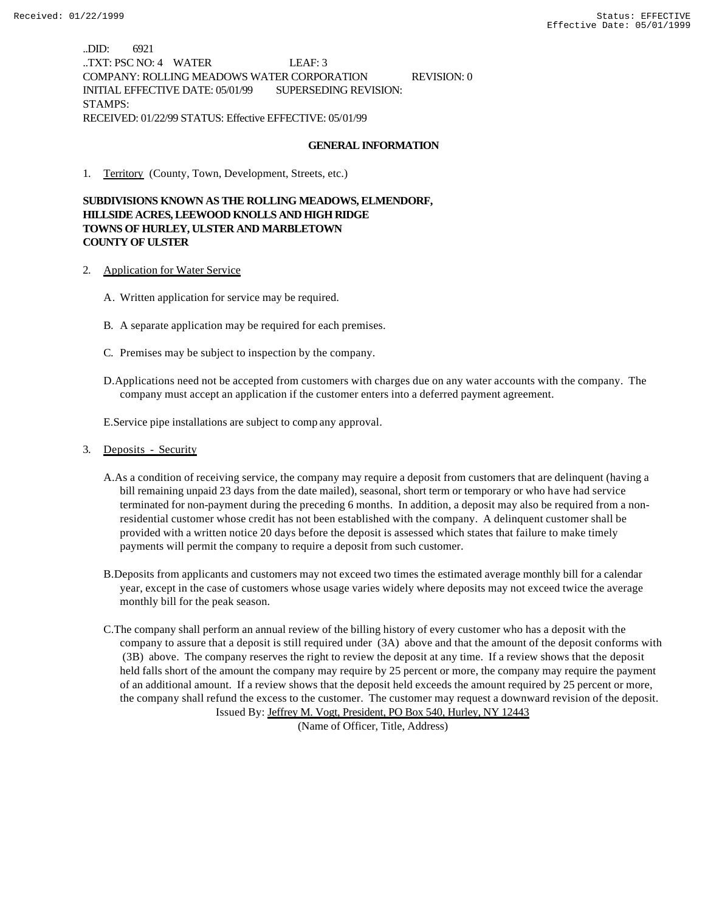..DID: 6921
..TXT: PSC NO: 4 WATER LEAF: 3
COMPANY: ROLLING MEADOWS WATER CORPORATION REVISION: 0
INITIAL EFFECTIVE DATE: 05/01/99 SUPERSEDING REVISION:
STAMPS:
RECEIVED: 01/22/99 STATUS: Effective EFFECTIVE: 05/01/99

## GENERAL INFORMATION

1. Territory (County, Town, Development, Streets, etc.)

**SUBDIVISIONS KNOWN AS THE ROLLING MEADOWS, ELMENDORF, HILLSIDE ACRES, LEEWOOD KNOLLS AND HIGH RIDGE**
**TOWNS OF HURLEY, ULSTER AND MARBLETOWN**
**COUNTY OF ULSTER**

2. Application for Water Service

   A. Written application for service may be required.

   B. A separate application may be required for each premises.

   C. Premises may be subject to inspection by the company.

   D. Applications need not be accepted from customers with charges due on any water accounts with the company. The company must accept an application if the customer enters into a deferred payment agreement.

   E. Service pipe installations are subject to comp any approval.

3. Deposits - Security

   A. As a condition of receiving service, the company may require a deposit from customers that are delinquent (having a bill remaining unpaid 23 days from the date mailed), seasonal, short term or temporary or who have had service terminated for non-payment during the preceding 6 months. In addition, a deposit may also be required from a non-residential customer whose credit has not been established with the company. A delinquent customer shall be provided with a written notice 20 days before the deposit is assessed which states that failure to make timely payments will permit the company to require a deposit from such customer.

   B. Deposits from applicants and customers may not exceed two times the estimated average monthly bill for a calendar year, except in the case of customers whose usage varies widely where deposits may not exceed twice the average monthly bill for the peak season.

   C. The company shall perform an annual review of the billing history of every customer who has a deposit with the company to assure that a deposit is still required under (3A) above and that the amount of the deposit conforms with (3B) above. The company reserves the right to review the deposit at any time. If a review shows that the deposit held falls short of the amount the company may require by 25 percent or more, the company may require the payment of an additional amount. If a review shows that the deposit held exceeds the amount required by 25 percent or more, the company shall refund the excess to the customer. The customer may request a downward revision of the deposit.

Issued By: Jeffrey M. Vogt, President, PO Box 540, Hurley, NY 12443
(Name of Officer, Title, Address)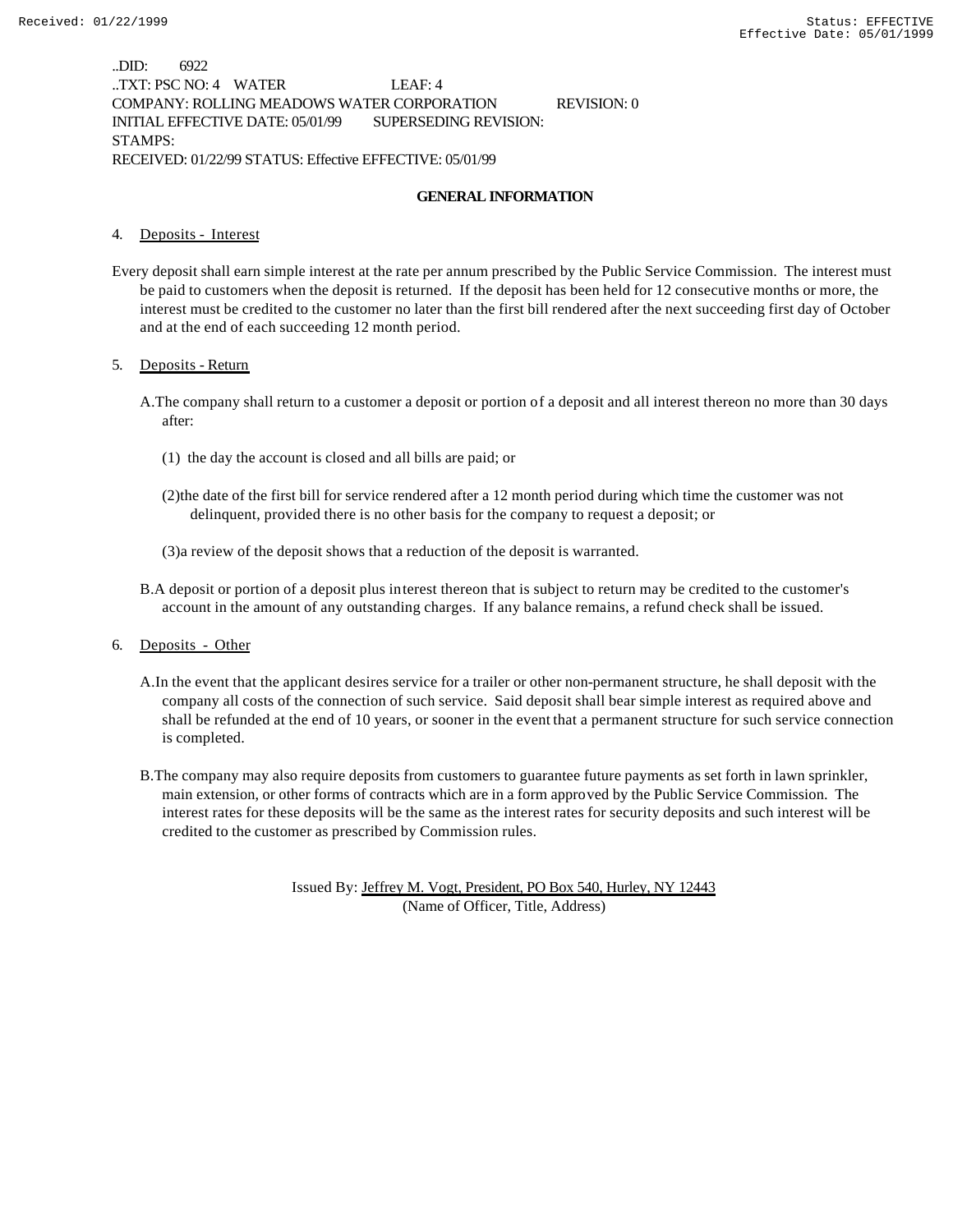..DID: 6922
..TXT: PSC NO: 4 WATER LEAF: 4
COMPANY: ROLLING MEADOWS WATER CORPORATION REVISION: 0
INITIAL EFFECTIVE DATE: 05/01/99 SUPERSEDING REVISION:
STAMPS:
RECEIVED: 01/22/99 STATUS: Effective EFFECTIVE: 05/01/99

**GENERAL INFORMATION**

4. Deposits - Interest

Every deposit shall earn simple interest at the rate per annum prescribed by the Public Service Commission. The interest must be paid to customers when the deposit is returned. If the deposit has been held for 12 consecutive months or more, the interest must be credited to the customer no later than the first bill rendered after the next succeeding first day of October and at the end of each succeeding 12 month period.

5. Deposits - Return

A. The company shall return to a customer a deposit or portion of a deposit and all interest thereon no more than 30 days after:

(1) the day the account is closed and all bills are paid; or

(2) the date of the first bill for service rendered after a 12 month period during which time the customer was not delinquent, provided there is no other basis for the company to request a deposit; or

(3) a review of the deposit shows that a reduction of the deposit is warranted.

B. A deposit or portion of a deposit plus interest thereon that is subject to return may be credited to the customer's account in the amount of any outstanding charges. If any balance remains, a refund check shall be issued.

6. Deposits - Other

A. In the event that the applicant desires service for a trailer or other non-permanent structure, he shall deposit with the company all costs of the connection of such service. Said deposit shall bear simple interest as required above and shall be refunded at the end of 10 years, or sooner in the event that a permanent structure for such service connection is completed.

B. The company may also require deposits from customers to guarantee future payments as set forth in lawn sprinkler, main extension, or other forms of contracts which are in a form approved by the Public Service Commission. The interest rates for these deposits will be the same as the interest rates for security deposits and such interest will be credited to the customer as prescribed by Commission rules.

Issued By: Jeffrey M. Vogt, President, PO Box 540, Hurley, NY 12443
(Name of Officer, Title, Address)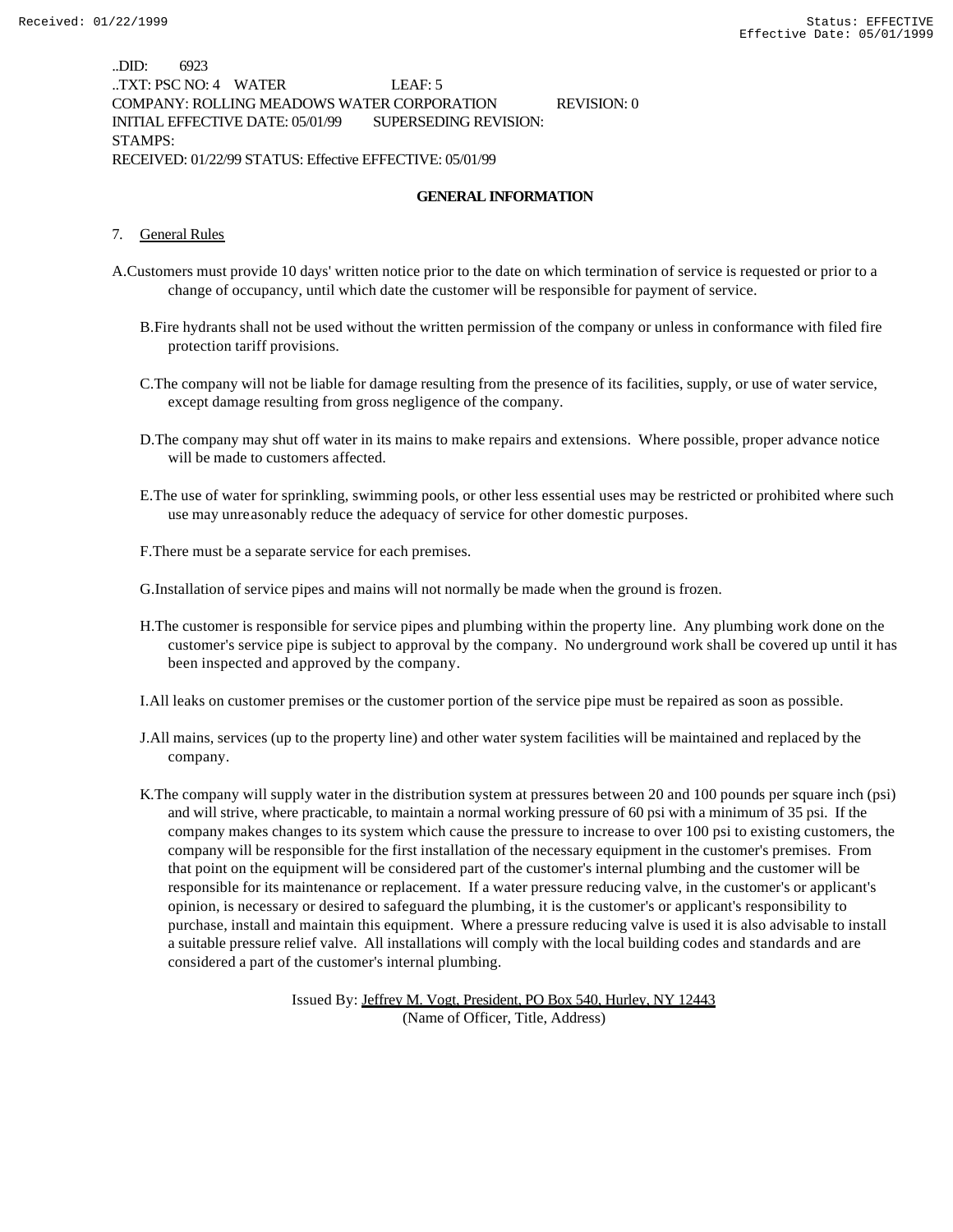..DID: 6923
..TXT: PSC NO: 4 WATER LEAF: 5
COMPANY: ROLLING MEADOWS WATER CORPORATION REVISION: 0
INITIAL EFFECTIVE DATE: 05/01/99 SUPERSEDING REVISION:
STAMPS:
RECEIVED: 01/22/99 STATUS: Effective EFFECTIVE: 05/01/99

## GENERAL INFORMATION

7. General Rules

A. Customers must provide 10 days' written notice prior to the date on which termination of service is requested or prior to a change of occupancy, until which date the customer will be responsible for payment of service.

B. Fire hydrants shall not be used without the written permission of the company or unless in conformance with filed fire protection tariff provisions.

C. The company will not be liable for damage resulting from the presence of its facilities, supply, or use of water service, except damage resulting from gross negligence of the company.

D. The company may shut off water in its mains to make repairs and extensions. Where possible, proper advance notice will be made to customers affected.

E. The use of water for sprinkling, swimming pools, or other less essential uses may be restricted or prohibited where such use may unreasonably reduce the adequacy of service for other domestic purposes.

F. There must be a separate service for each premises.

G. Installation of service pipes and mains will not normally be made when the ground is frozen.

H. The customer is responsible for service pipes and plumbing within the property line. Any plumbing work done on the customer's service pipe is subject to approval by the company. No underground work shall be covered up until it has been inspected and approved by the company.

I. All leaks on customer premises or the customer portion of the service pipe must be repaired as soon as possible.

J. All mains, services (up to the property line) and other water system facilities will be maintained and replaced by the company.

K. The company will supply water in the distribution system at pressures between 20 and 100 pounds per square inch (psi) and will strive, where practicable, to maintain a normal working pressure of 60 psi with a minimum of 35 psi. If the company makes changes to its system which cause the pressure to increase to over 100 psi to existing customers, the company will be responsible for the first installation of the necessary equipment in the customer's premises. From that point on the equipment will be considered part of the customer's internal plumbing and the customer will be responsible for its maintenance or replacement. If a water pressure reducing valve, in the customer's or applicant's opinion, is necessary or desired to safeguard the plumbing, it is the customer's or applicant's responsibility to purchase, install and maintain this equipment. Where a pressure reducing valve is used it is also advisable to install a suitable pressure relief valve. All installations will comply with the local building codes and standards and are considered a part of the customer's internal plumbing.

Issued By: Jeffrey M. Vogt, President, PO Box 540, Hurley, NY 12443
(Name of Officer, Title, Address)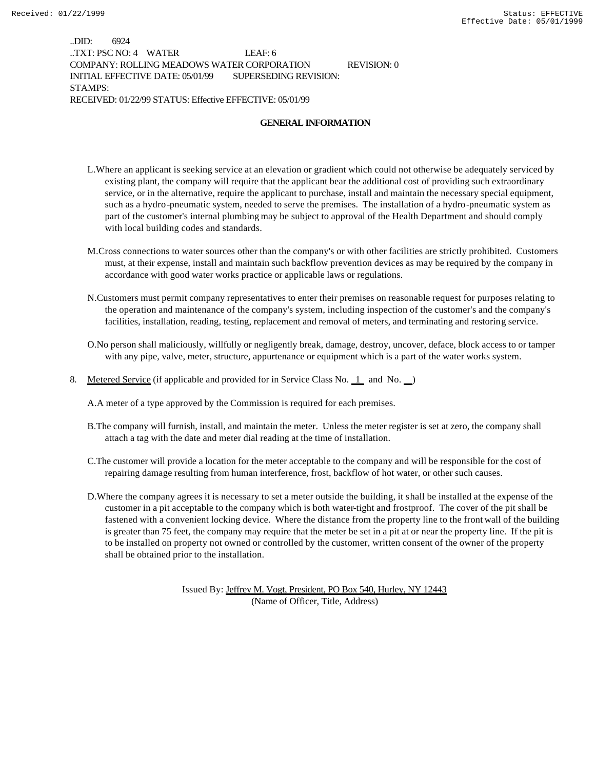..DID: 6924
..TXT: PSC NO: 4 WATER LEAF: 6
COMPANY: ROLLING MEADOWS WATER CORPORATION REVISION: 0
INITIAL EFFECTIVE DATE: 05/01/99 SUPERSEDING REVISION:
STAMPS:
RECEIVED: 01/22/99 STATUS: Effective EFFECTIVE: 05/01/99

**GENERAL INFORMATION**

L. Where an applicant is seeking service at an elevation or gradient which could not otherwise be adequately serviced by existing plant, the company will require that the applicant bear the additional cost of providing such extraordinary service, or in the alternative, require the applicant to purchase, install and maintain the necessary special equipment, such as a hydro-pneumatic system, needed to serve the premises. The installation of a hydro-pneumatic system as part of the customer's internal plumbing may be subject to approval of the Health Department and should comply with local building codes and standards.

M. Cross connections to water sources other than the company's or with other facilities are strictly prohibited. Customers must, at their expense, install and maintain such backflow prevention devices as may be required by the company in accordance with good water works practice or applicable laws or regulations.

N. Customers must permit company representatives to enter their premises on reasonable request for purposes relating to the operation and maintenance of the company's system, including inspection of the customer's and the company's facilities, installation, reading, testing, replacement and removal of meters, and terminating and restoring service.

O. No person shall maliciously, willfully or negligently break, damage, destroy, uncover, deface, block access to or tamper with any pipe, valve, meter, structure, appurtenance or equipment which is a part of the water works system.

8. Metered Service (if applicable and provided for in Service Class No. 1 and No. __)

A. A meter of a type approved by the Commission is required for each premises.

B. The company will furnish, install, and maintain the meter. Unless the meter register is set at zero, the company shall attach a tag with the date and meter dial reading at the time of installation.

C. The customer will provide a location for the meter acceptable to the company and will be responsible for the cost of repairing damage resulting from human interference, frost, backflow of hot water, or other such causes.

D. Where the company agrees it is necessary to set a meter outside the building, it shall be installed at the expense of the customer in a pit acceptable to the company which is both water-tight and frostproof. The cover of the pit shall be fastened with a convenient locking device. Where the distance from the property line to the front wall of the building is greater than 75 feet, the company may require that the meter be set in a pit at or near the property line. If the pit is to be installed on property not owned or controlled by the customer, written consent of the owner of the property shall be obtained prior to the installation.

Issued By: Jeffrey M. Vogt, President, PO Box 540, Hurley, NY 12443
(Name of Officer, Title, Address)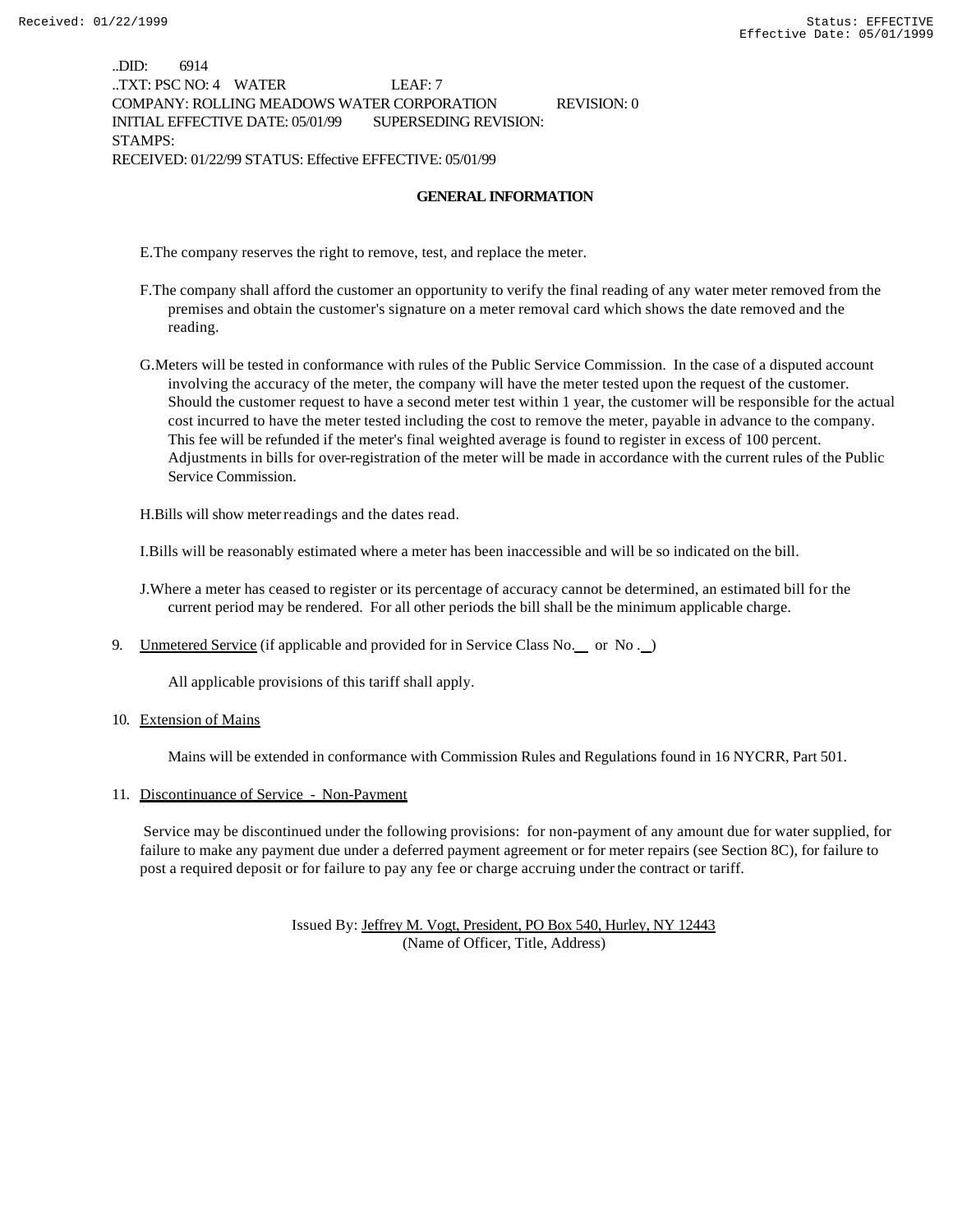..DID: 6914
..TXT: PSC NO: 4 WATER LEAF: 7
COMPANY: ROLLING MEADOWS WATER CORPORATION REVISION: 0
INITIAL EFFECTIVE DATE: 05/01/99 SUPERSEDING REVISION:
STAMPS:
RECEIVED: 01/22/99 STATUS: Effective EFFECTIVE: 05/01/99

**GENERAL INFORMATION**

E. The company reserves the right to remove, test, and replace the meter.

F. The company shall afford the customer an opportunity to verify the final reading of any water meter removed from the premises and obtain the customer's signature on a meter removal card which shows the date removed and the reading.

G. Meters will be tested in conformance with rules of the Public Service Commission. In the case of a disputed account involving the accuracy of the meter, the company will have the meter tested upon the request of the customer. Should the customer request to have a second meter test within 1 year, the customer will be responsible for the actual cost incurred to have the meter tested including the cost to remove the meter, payable in advance to the company. This fee will be refunded if the meter's final weighted average is found to register in excess of 100 percent. Adjustments in bills for over-registration of the meter will be made in accordance with the current rules of the Public Service Commission.

H. Bills will show meter readings and the dates read.

I. Bills will be reasonably estimated where a meter has been inaccessible and will be so indicated on the bill.

J. Where a meter has ceased to register or its percentage of accuracy cannot be determined, an estimated bill for the current period may be rendered. For all other periods the bill shall be the minimum applicable charge.

9. Unmetered Service (if applicable and provided for in Service Class No.\_\_ or No .\_\_)

   All applicable provisions of this tariff shall apply.

10. Extension of Mains

    Mains will be extended in conformance with Commission Rules and Regulations found in 16 NYCRR, Part 501.

11. Discontinuance of Service - Non-Payment

    Service may be discontinued under the following provisions: for non-payment of any amount due for water supplied, for failure to make any payment due under a deferred payment agreement or for meter repairs (see Section 8C), for failure to post a required deposit or for failure to pay any fee or charge accruing under the contract or tariff.

Issued By: Jeffrey M. Vogt, President, PO Box 540, Hurley, NY 12443
(Name of Officer, Title, Address)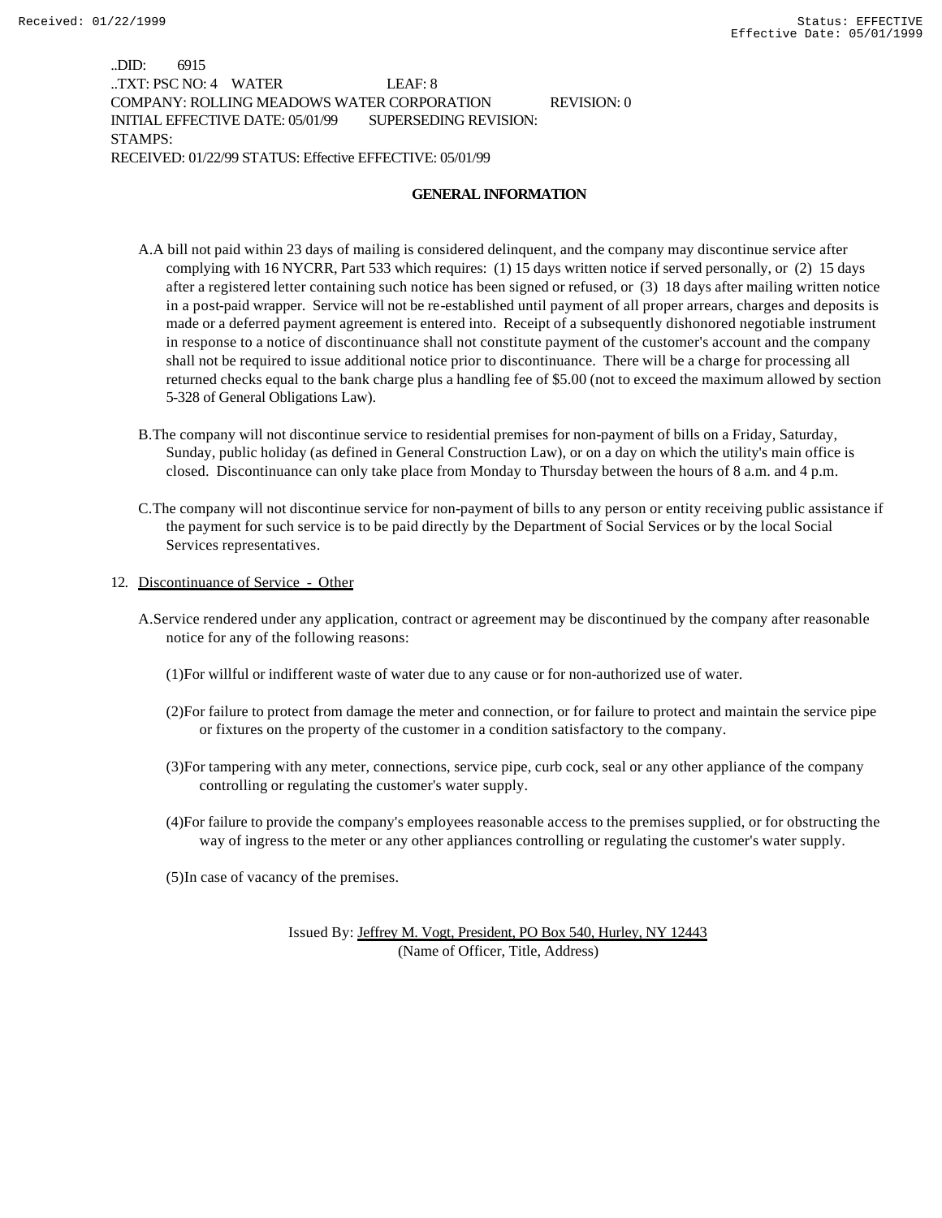..DID: 6915
..TXT: PSC NO: 4 WATER LEAF: 8
COMPANY: ROLLING MEADOWS WATER CORPORATION REVISION: 0
INITIAL EFFECTIVE DATE: 05/01/99 SUPERSEDING REVISION:
STAMPS:
RECEIVED: 01/22/99 STATUS: Effective EFFECTIVE: 05/01/99

**GENERAL INFORMATION**

A. A bill not paid within 23 days of mailing is considered delinquent, and the company may discontinue service after complying with 16 NYCRR, Part 533 which requires: (1) 15 days written notice if served personally, or (2) 15 days after a registered letter containing such notice has been signed or refused, or (3) 18 days after mailing written notice in a post-paid wrapper. Service will not be re-established until payment of all proper arrears, charges and deposits is made or a deferred payment agreement is entered into. Receipt of a subsequently dishonored negotiable instrument in response to a notice of discontinuance shall not constitute payment of the customer's account and the company shall not be required to issue additional notice prior to discontinuance. There will be a charge for processing all returned checks equal to the bank charge plus a handling fee of $5.00 (not to exceed the maximum allowed by section 5-328 of General Obligations Law).

B. The company will not discontinue service to residential premises for non-payment of bills on a Friday, Saturday, Sunday, public holiday (as defined in General Construction Law), or on a day on which the utility's main office is closed. Discontinuance can only take place from Monday to Thursday between the hours of 8 a.m. and 4 p.m.

C. The company will not discontinue service for non-payment of bills to any person or entity receiving public assistance if the payment for such service is to be paid directly by the Department of Social Services or by the local Social Services representatives.

12. Discontinuance of Service - Other

A. Service rendered under any application, contract or agreement may be discontinued by the company after reasonable notice for any of the following reasons:

(1) For willful or indifferent waste of water due to any cause or for non-authorized use of water.

(2) For failure to protect from damage the meter and connection, or for failure to protect and maintain the service pipe or fixtures on the property of the customer in a condition satisfactory to the company.

(3) For tampering with any meter, connections, service pipe, curb cock, seal or any other appliance of the company controlling or regulating the customer's water supply.

(4) For failure to provide the company's employees reasonable access to the premises supplied, or for obstructing the way of ingress to the meter or any other appliances controlling or regulating the customer's water supply.

(5) In case of vacancy of the premises.

Issued By: Jeffrey M. Vogt, President, PO Box 540, Hurley, NY 12443
(Name of Officer, Title, Address)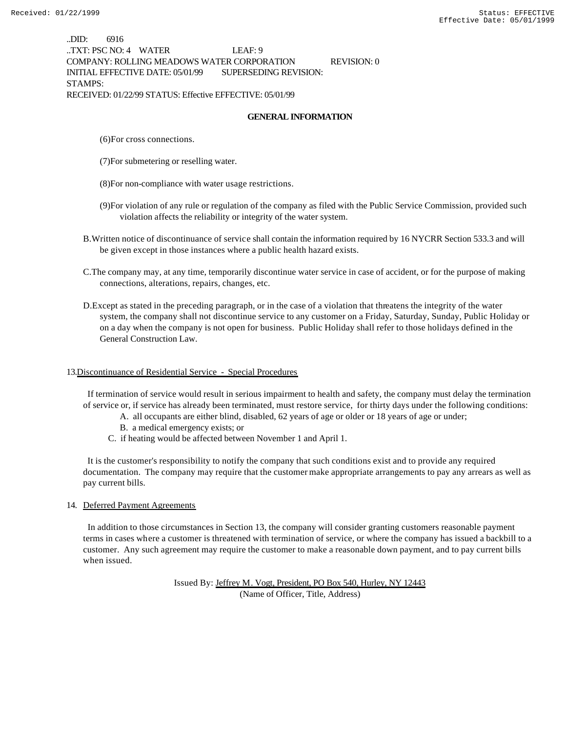..DID: 6916
..TXT: PSC NO: 4 WATER LEAF: 9
COMPANY: ROLLING MEADOWS WATER CORPORATION REVISION: 0
INITIAL EFFECTIVE DATE: 05/01/99 SUPERSEDING REVISION:
STAMPS:
RECEIVED: 01/22/99 STATUS: Effective EFFECTIVE: 05/01/99

**GENERAL INFORMATION**

(6)For cross connections.

(7)For submetering or reselling water.

(8)For non-compliance with water usage restrictions.

(9)For violation of any rule or regulation of the company as filed with the Public Service Commission, provided such violation affects the reliability or integrity of the water system.

B.Written notice of discontinuance of service shall contain the information required by 16 NYCRR Section 533.3 and will be given except in those instances where a public health hazard exists.

C.The company may, at any time, temporarily discontinue water service in case of accident, or for the purpose of making connections, alterations, repairs, changes, etc.

D.Except as stated in the preceding paragraph, or in the case of a violation that threatens the integrity of the water system, the company shall not discontinue service to any customer on a Friday, Saturday, Sunday, Public Holiday or on a day when the company is not open for business. Public Holiday shall refer to those holidays defined in the General Construction Law.

13. Discontinuance of Residential Service - Special Procedures

If termination of service would result in serious impairment to health and safety, the company must delay the termination of service or, if service has already been terminated, must restore service, for thirty days under the following conditions:

A. all occupants are either blind, disabled, 62 years of age or older or 18 years of age or under;
B. a medical emergency exists; or
C. if heating would be affected between November 1 and April 1.

It is the customer's responsibility to notify the company that such conditions exist and to provide any required documentation. The company may require that the customer make appropriate arrangements to pay any arrears as well as pay current bills.

14. Deferred Payment Agreements

In addition to those circumstances in Section 13, the company will consider granting customers reasonable payment terms in cases where a customer is threatened with termination of service, or where the company has issued a backbill to a customer. Any such agreement may require the customer to make a reasonable down payment, and to pay current bills when issued.

Issued By: Jeffrey M. Vogt, President, PO Box 540, Hurley, NY 12443
(Name of Officer, Title, Address)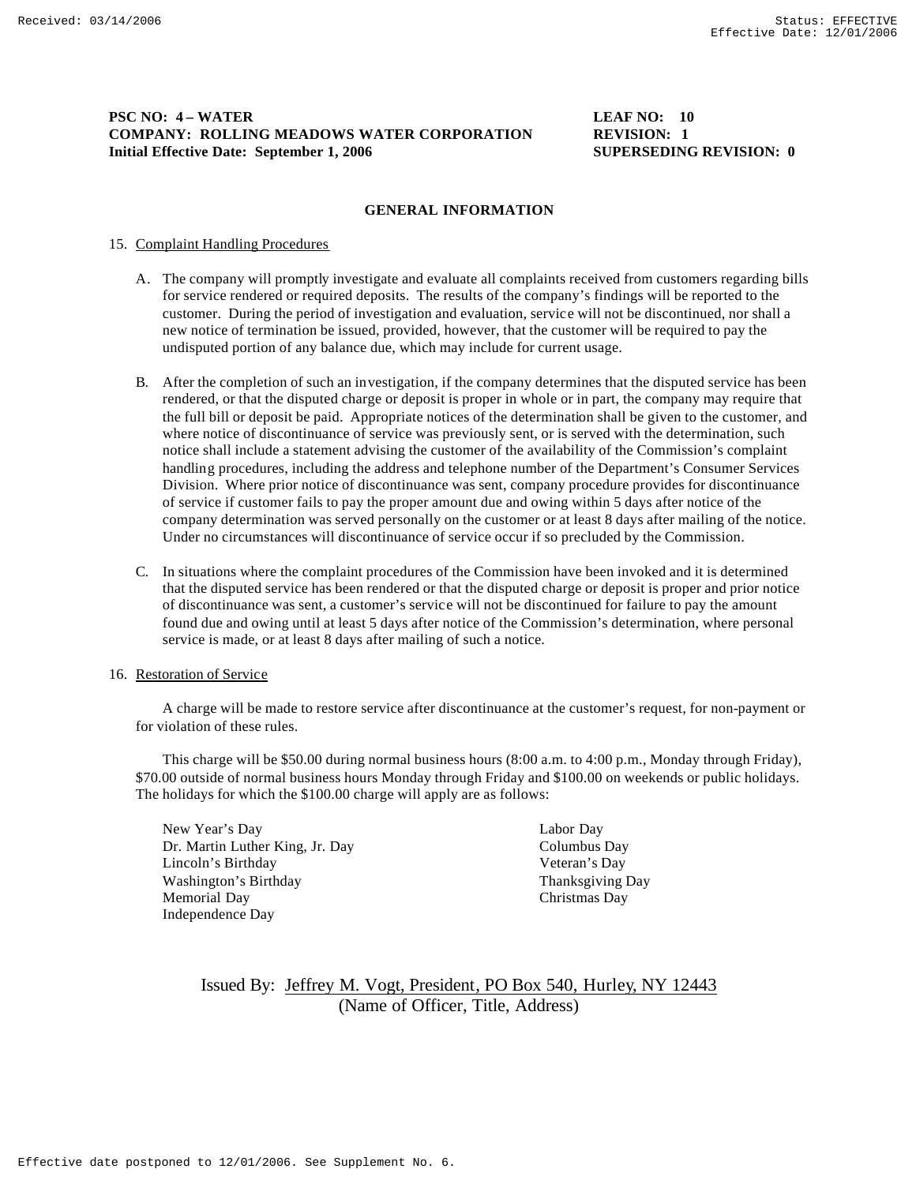**PSC NO: 4 – WATER** **LEAF NO: 10**
**COMPANY: ROLLING MEADOWS WATER CORPORATION** **REVISION: 1**
**Initial Effective Date: September 1, 2006** **SUPERSEDING REVISION: 0**

## GENERAL INFORMATION

15. Complaint Handling Procedures

A. The company will promptly investigate and evaluate all complaints received from customers regarding bills for service rendered or required deposits. The results of the company's findings will be reported to the customer. During the period of investigation and evaluation, service will not be discontinued, nor shall a new notice of termination be issued, provided, however, that the customer will be required to pay the undisputed portion of any balance due, which may include for current usage.

B. After the completion of such an investigation, if the company determines that the disputed service has been rendered, or that the disputed charge or deposit is proper in whole or in part, the company may require that the full bill or deposit be paid. Appropriate notices of the determination shall be given to the customer, and where notice of discontinuance of service was previously sent, or is served with the determination, such notice shall include a statement advising the customer of the availability of the Commission's complaint handling procedures, including the address and telephone number of the Department's Consumer Services Division. Where prior notice of discontinuance was sent, company procedure provides for discontinuance of service if customer fails to pay the proper amount due and owing within 5 days after notice of the company determination was served personally on the customer or at least 8 days after mailing of the notice. Under no circumstances will discontinuance of service occur if so precluded by the Commission.

C. In situations where the complaint procedures of the Commission have been invoked and it is determined that the disputed service has been rendered or that the disputed charge or deposit is proper and prior notice of discontinuance was sent, a customer's service will not be discontinued for failure to pay the amount found due and owing until at least 5 days after notice of the Commission's determination, where personal service is made, or at least 8 days after mailing of such a notice.

16. Restoration of Service

A charge will be made to restore service after discontinuance at the customer's request, for non-payment or for violation of these rules.

This charge will be $50.00 during normal business hours (8:00 a.m. to 4:00 p.m., Monday through Friday), $70.00 outside of normal business hours Monday through Friday and $100.00 on weekends or public holidays. The holidays for which the $100.00 charge will apply are as follows:

- New Year's Day
- Dr. Martin Luther King, Jr. Day
- Lincoln's Birthday
- Washington's Birthday
- Memorial Day
- Independence Day
- Labor Day
- Columbus Day
- Veteran's Day
- Thanksgiving Day
- Christmas Day

Issued By: Jeffrey M. Vogt, President, PO Box 540, Hurley, NY 12443
(Name of Officer, Title, Address)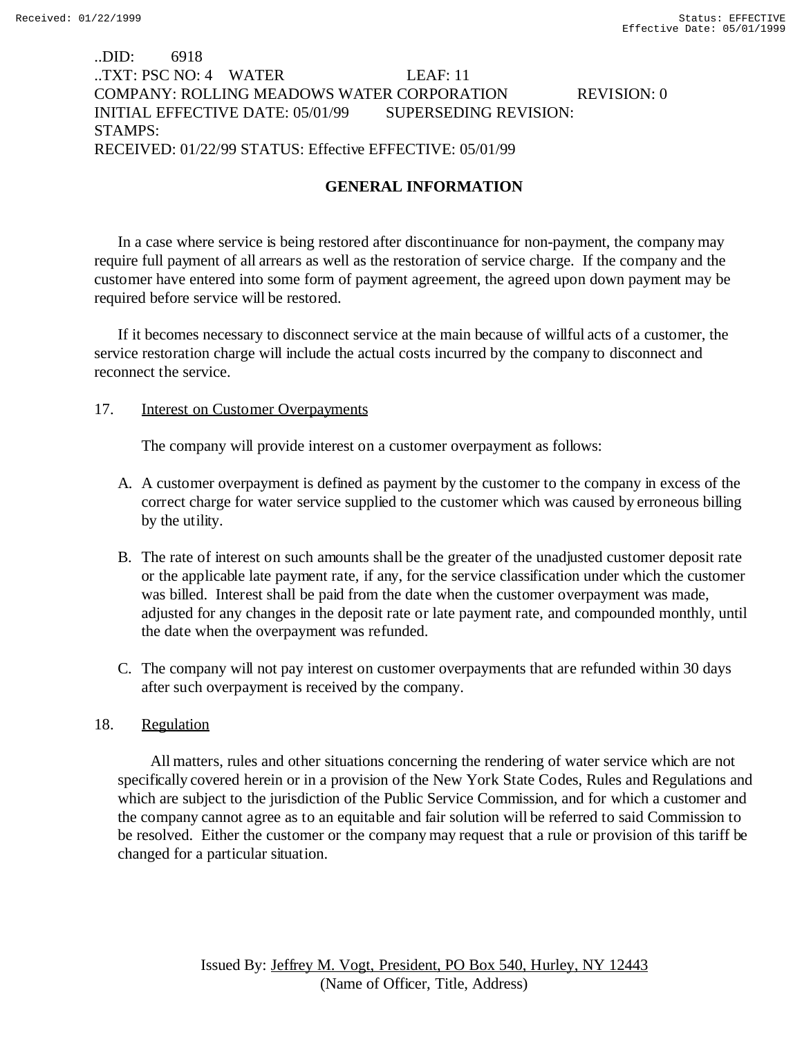..DID: 6918
..TXT: PSC NO: 4 WATER LEAF: 11
COMPANY: ROLLING MEADOWS WATER CORPORATION REVISION: 0
INITIAL EFFECTIVE DATE: 05/01/99 SUPERSEDING REVISION:
STAMPS:
RECEIVED: 01/22/99 STATUS: Effective EFFECTIVE: 05/01/99

## GENERAL INFORMATION

In a case where service is being restored after discontinuance for non-payment, the company may require full payment of all arrears as well as the restoration of service charge. If the company and the customer have entered into some form of payment agreement, the agreed upon down payment may be required before service will be restored.

If it becomes necessary to disconnect service at the main because of willful acts of a customer, the service restoration charge will include the actual costs incurred by the company to disconnect and reconnect the service.

17. Interest on Customer Overpayments

The company will provide interest on a customer overpayment as follows:

A. A customer overpayment is defined as payment by the customer to the company in excess of the correct charge for water service supplied to the customer which was caused by erroneous billing by the utility.

B. The rate of interest on such amounts shall be the greater of the unadjusted customer deposit rate or the applicable late payment rate, if any, for the service classification under which the customer was billed. Interest shall be paid from the date when the customer overpayment was made, adjusted for any changes in the deposit rate or late payment rate, and compounded monthly, until the date when the overpayment was refunded.

C. The company will not pay interest on customer overpayments that are refunded within 30 days after such overpayment is received by the company.

18. Regulation

All matters, rules and other situations concerning the rendering of water service which are not specifically covered herein or in a provision of the New York State Codes, Rules and Regulations and which are subject to the jurisdiction of the Public Service Commission, and for which a customer and the company cannot agree as to an equitable and fair solution will be referred to said Commission to be resolved. Either the customer or the company may request that a rule or provision of this tariff be changed for a particular situation.

Issued By: Jeffrey M. Vogt, President, PO Box 540, Hurley, NY 12443
(Name of Officer, Title, Address)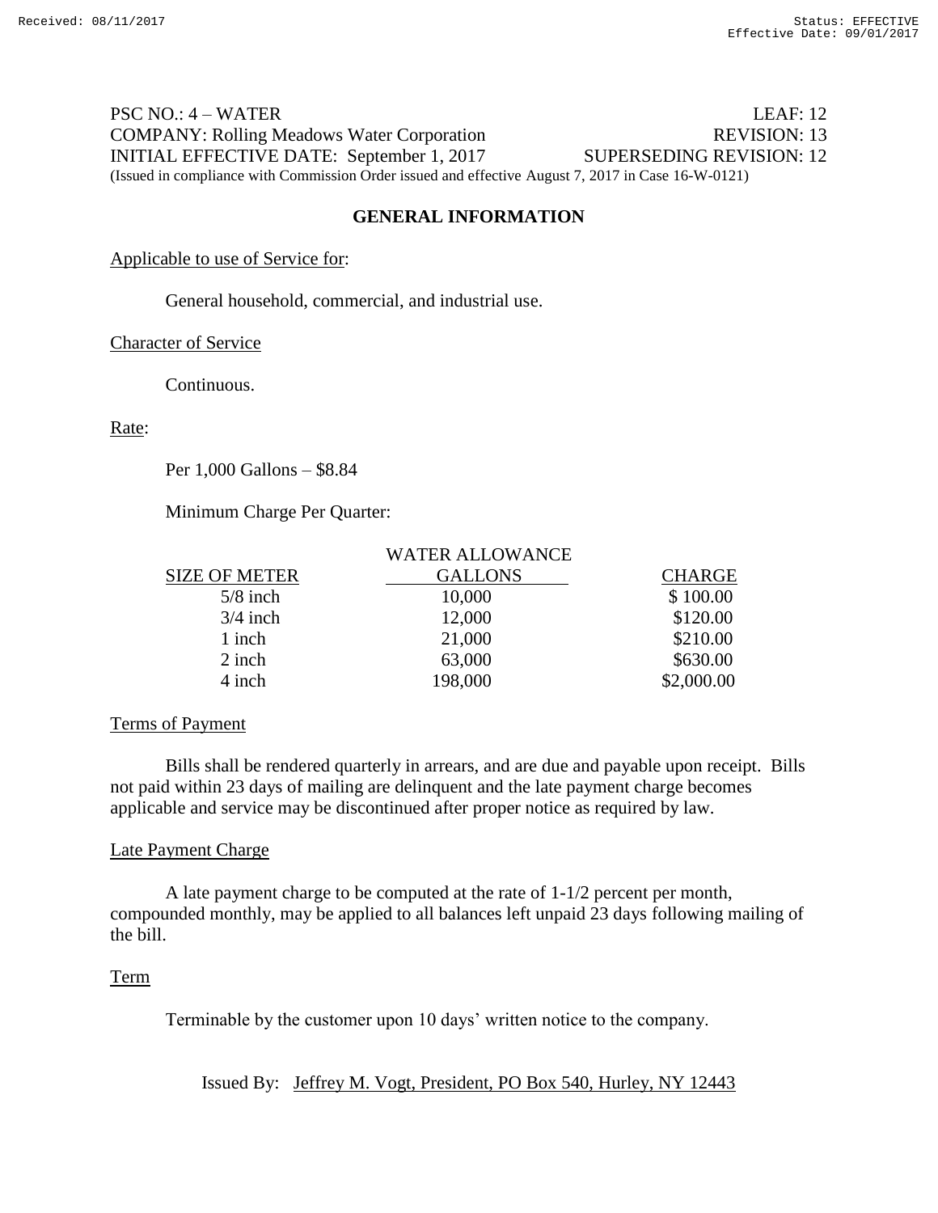PSC NO.: 4 – WATER LEAF: 12
COMPANY: Rolling Meadows Water Corporation REVISION: 13
INITIAL EFFECTIVE DATE: September 1, 2017 SUPERSEDING REVISION: 12
(Issued in compliance with Commission Order issued and effective August 7, 2017 in Case 16-W-0121)

## GENERAL INFORMATION

Applicable to use of Service for:

General household, commercial, and industrial use.

Character of Service

Continuous.

Rate:

Per 1,000 Gallons – $8.84

Minimum Charge Per Quarter:

| SIZE OF METER | WATER ALLOWANCE GALLONS | CHARGE |
|---|---|---|
| 5/8 inch | 10,000 | $ 100.00 |
| 3/4 inch | 12,000 | $120.00 |
| 1 inch | 21,000 | $210.00 |
| 2 inch | 63,000 | $630.00 |
| 4 inch | 198,000 | $2,000.00 |

Terms of Payment

Bills shall be rendered quarterly in arrears, and are due and payable upon receipt. Bills not paid within 23 days of mailing are delinquent and the late payment charge becomes applicable and service may be discontinued after proper notice as required by law.

Late Payment Charge

A late payment charge to be computed at the rate of 1-1/2 percent per month, compounded monthly, may be applied to all balances left unpaid 23 days following mailing of the bill.

Term

Terminable by the customer upon 10 days' written notice to the company.

Issued By: Jeffrey M. Vogt, President, PO Box 540, Hurley, NY 12443